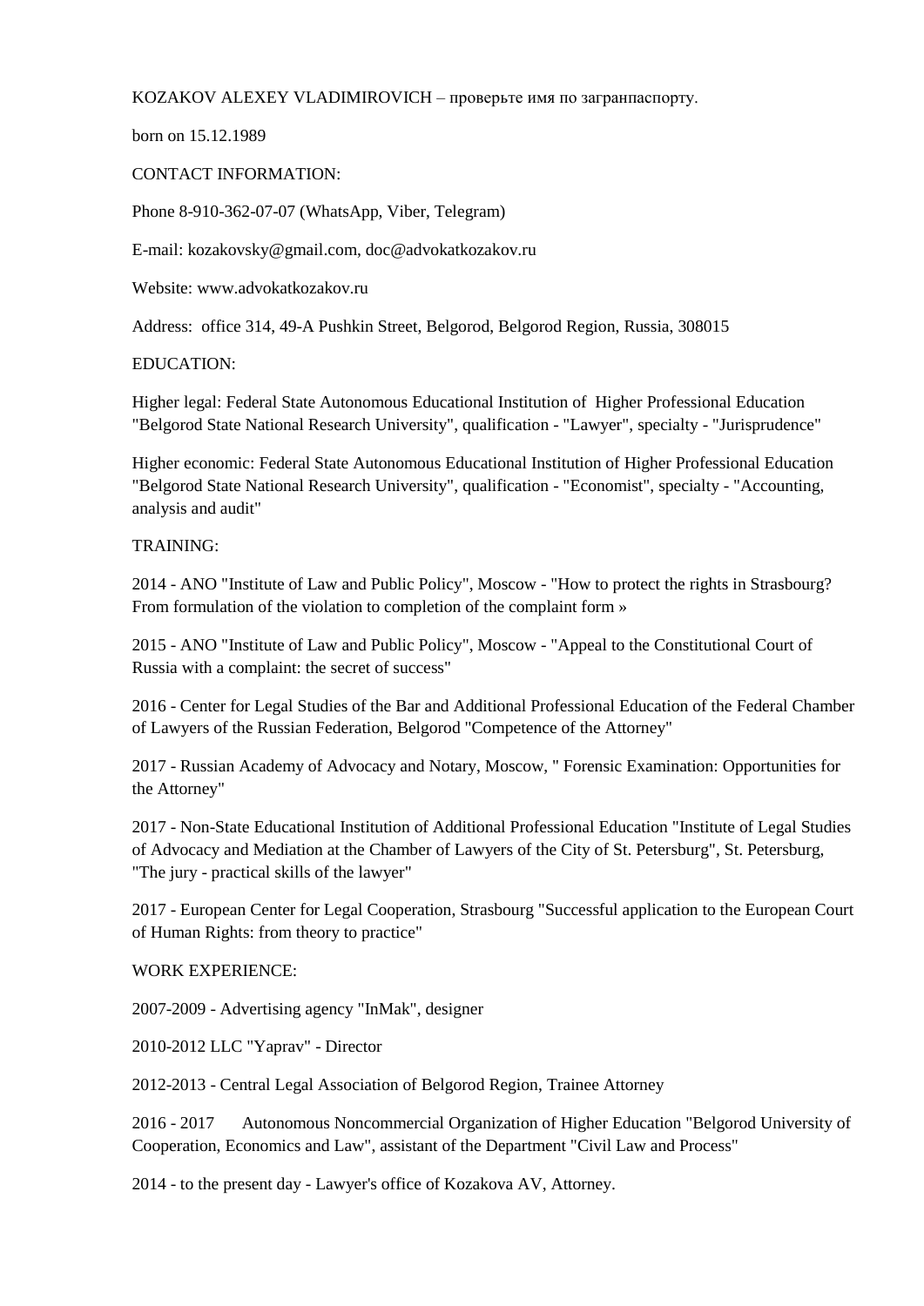KOZAKOV ALEXEY VLADIMIROVICH – проверьте имя по загранпаспорту.

born on 15.12.1989

CONTACT INFORMATION:

Phone 8-910-362-07-07 (WhatsApp, Viber, Telegram)

E-mail: kozakovsky@gmail.com, doc@advokatkozakov.ru

Website: www.advokatkozakov.ru

Address: office 314, 49-A Pushkin Street, Belgorod, Belgorod Region, Russia, 308015

EDUCATION:

Higher legal: Federal State Autonomous Educational Institution of Higher Professional Education "Belgorod State National Research University", qualification - "Lawyer", specialty - "Jurisprudence"

Higher economic: Federal State Autonomous Educational Institution of Higher Professional Education "Belgorod State National Research University", qualification - "Economist", specialty - "Accounting, analysis and audit"

TRAINING:

2014 - ANO "Institute of Law and Public Policy", Moscow - "How to protect the rights in Strasbourg? From formulation of the violation to completion of the complaint form »

2015 - ANO "Institute of Law and Public Policy", Moscow - "Appeal to the Constitutional Court of Russia with a complaint: the secret of success"

2016 - Center for Legal Studies of the Bar and Additional Professional Education of the Federal Chamber of Lawyers of the Russian Federation, Belgorod "Competence of the Attorney"

2017 - Russian Academy of Advocacy and Notary, Moscow, " Forensic Examination: Opportunities for the Attorney"

2017 - Non-State Educational Institution of Additional Professional Education "Institute of Legal Studies of Advocacy and Mediation at the Chamber of Lawyers of the City of St. Petersburg", St. Petersburg, "The jury - practical skills of the lawyer"

2017 - European Center for Legal Cooperation, Strasbourg "Successful application to the European Court of Human Rights: from theory to practice"

WORK EXPERIENCE:

2007-2009 - Advertising agency "InMak", designer

2010-2012 LLC "Yaprav" - Director

2012-2013 - Central Legal Association of Belgorod Region, Trainee Attorney

2016 - 2017 Autonomous Noncommercial Organization of Higher Education "Belgorod University of Cooperation, Economics and Law", assistant of the Department "Civil Law and Process"

2014 - to the present day - Lawyer's office of Kozakova AV, Attorney.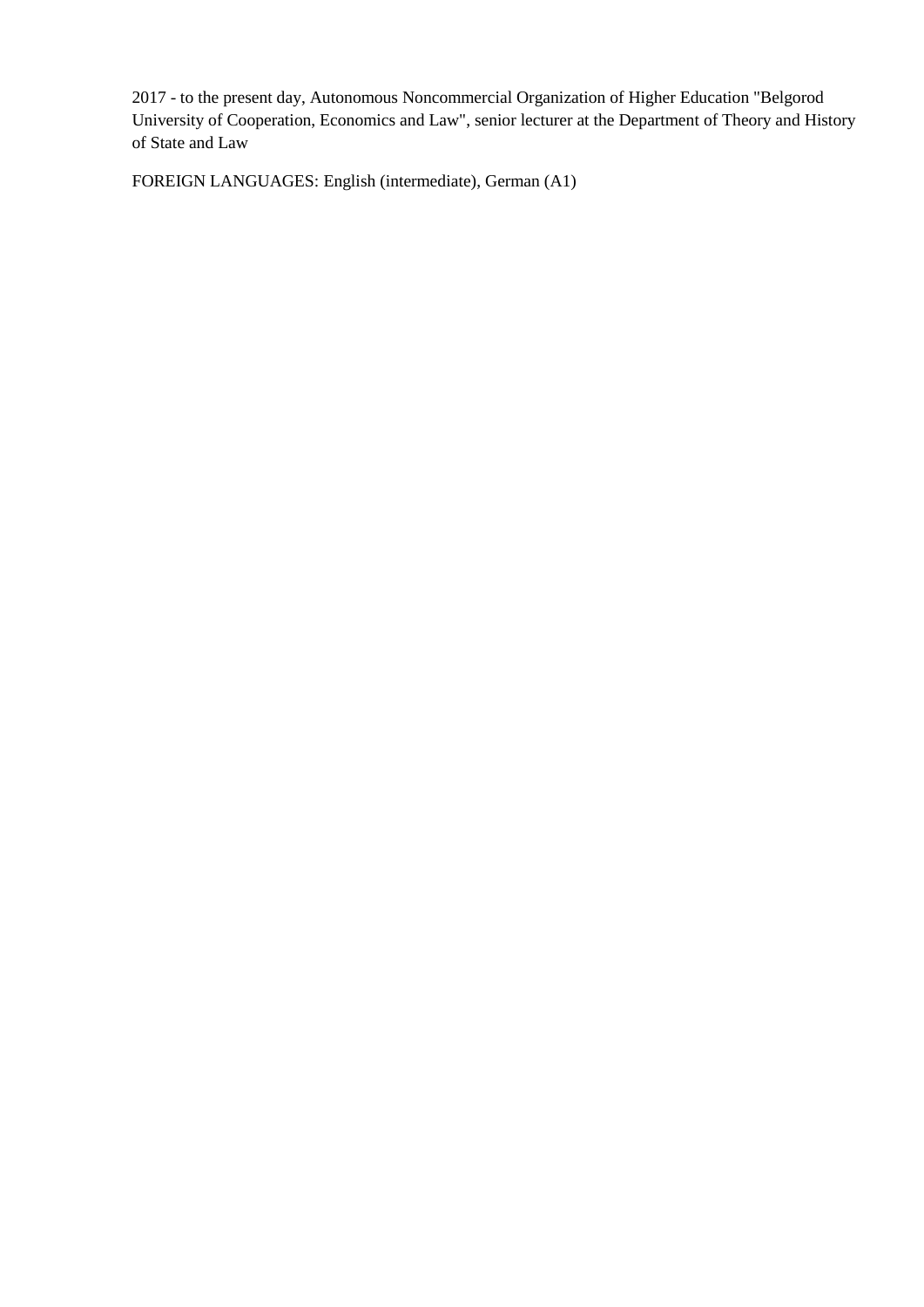2017 - to the present day, Autonomous Noncommercial Organization of Higher Education "Belgorod University of Cooperation, Economics and Law", senior lecturer at the Department of Theory and History of State and Law

FOREIGN LANGUAGES: English (intermediate), German (A1)